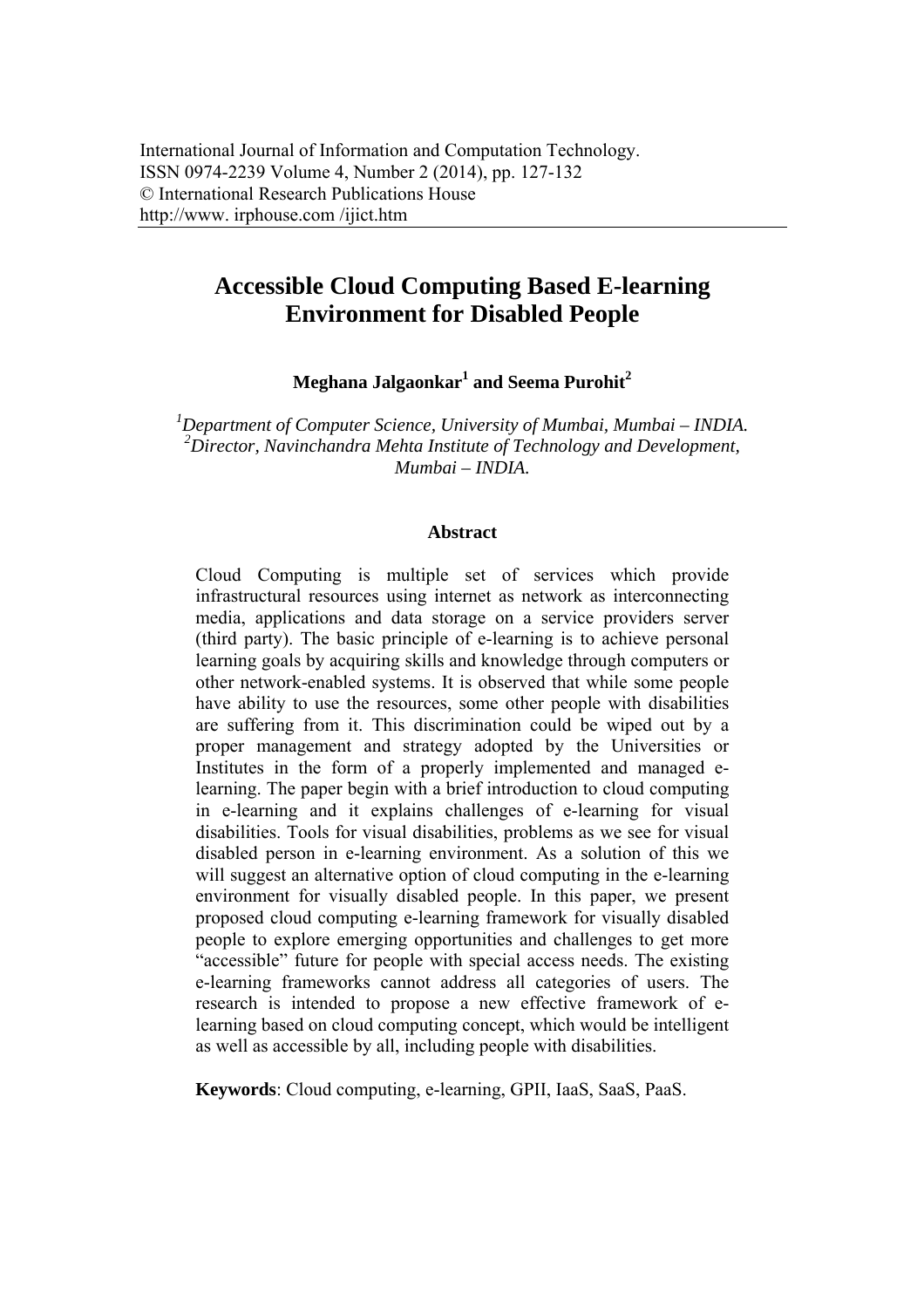# Accessible Cloud Computing Based E-learning Environment for Disabled People

**Meghana Jalgaonkar[1] and Seema Purohit[2]**

*[1]Department of Computer Science, University of Mumbai, Mumbai – INDIA.*
*[2]Director, Navinchandra Mehta Institute of Technology and Development, Mumbai – INDIA.*

## Abstract

Cloud Computing is multiple set of services which provide infrastructural resources using internet as network as interconnecting media, applications and data storage on a service providers server (third party). The basic principle of e-learning is to achieve personal learning goals by acquiring skills and knowledge through computers or other network-enabled systems. It is observed that while some people have ability to use the resources, some other people with disabilities are suffering from it. This discrimination could be wiped out by a proper management and strategy adopted by the Universities or Institutes in the form of a properly implemented and managed e-learning. The paper begin with a brief introduction to cloud computing in e-learning and it explains challenges of e-learning for visual disabilities. Tools for visual disabilities, problems as we see for visual disabled person in e-learning environment. As a solution of this we will suggest an alternative option of cloud computing in the e-learning environment for visually disabled people. In this paper, we present proposed cloud computing e-learning framework for visually disabled people to explore emerging opportunities and challenges to get more "accessible" future for people with special access needs. The existing e-learning frameworks cannot address all categories of users. The research is intended to propose a new effective framework of e-learning based on cloud computing concept, which would be intelligent as well as accessible by all, including people with disabilities.

**Keywords**: Cloud computing, e-learning, GPII, IaaS, SaaS, PaaS.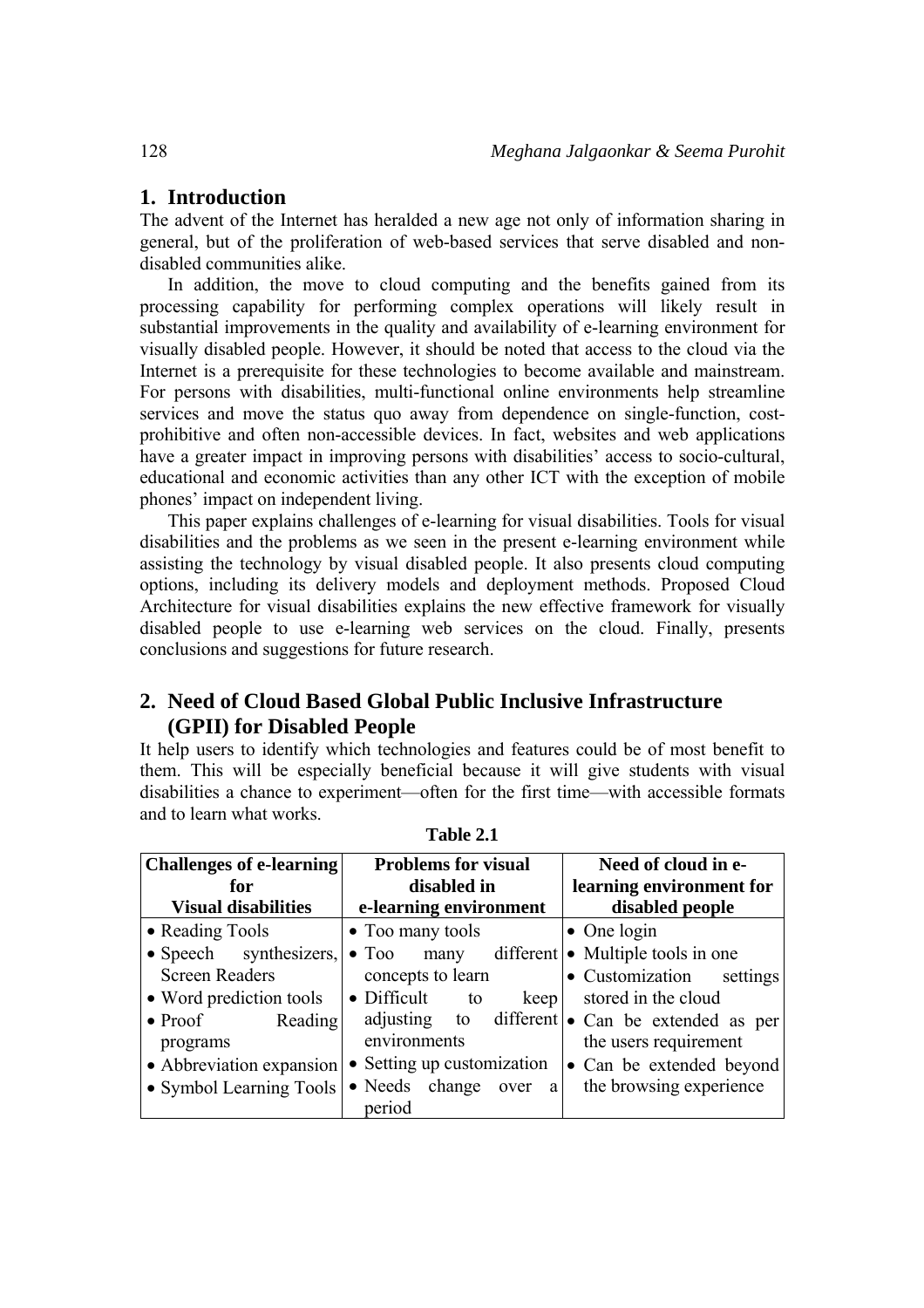## 1. Introduction

The advent of the Internet has heralded a new age not only of information sharing in general, but of the proliferation of web-based services that serve disabled and non-disabled communities alike.

In addition, the move to cloud computing and the benefits gained from its processing capability for performing complex operations will likely result in substantial improvements in the quality and availability of e-learning environment for visually disabled people. However, it should be noted that access to the cloud via the Internet is a prerequisite for these technologies to become available and mainstream. For persons with disabilities, multi-functional online environments help streamline services and move the status quo away from dependence on single-function, cost-prohibitive and often non-accessible devices. In fact, websites and web applications have a greater impact in improving persons with disabilities' access to socio-cultural, educational and economic activities than any other ICT with the exception of mobile phones' impact on independent living.

This paper explains challenges of e-learning for visual disabilities. Tools for visual disabilities and the problems as we seen in the present e-learning environment while assisting the technology by visual disabled people. It also presents cloud computing options, including its delivery models and deployment methods. Proposed Cloud Architecture for visual disabilities explains the new effective framework for visually disabled people to use e-learning web services on the cloud. Finally, presents conclusions and suggestions for future research.

## 2. Need of Cloud Based Global Public Inclusive Infrastructure (GPII) for Disabled People

It help users to identify which technologies and features could be of most benefit to them. This will be especially beneficial because it will give students with visual disabilities a chance to experiment—often for the first time—with accessible formats and to learn what works.

**Table 2.1**

| Challenges of e-learning for Visual disabilities | Problems for visual disabled in e-learning environment | Need of cloud in e-learning environment for disabled people |
|---|---|---|
| • Reading Tools<br>• Speech synthesizers, Screen Readers<br>• Word prediction tools<br>• Proof Reading programs<br>• Abbreviation expansion<br>• Symbol Learning Tools | • Too many tools<br>• Too many different concepts to learn<br>• Difficult to keep adjusting to different environments<br>• Setting up customization<br>• Needs change over a period | • One login<br>• Multiple tools in one<br>• Customization settings stored in the cloud<br>• Can be extended as per the users requirement<br>• Can be extended beyond the browsing experience |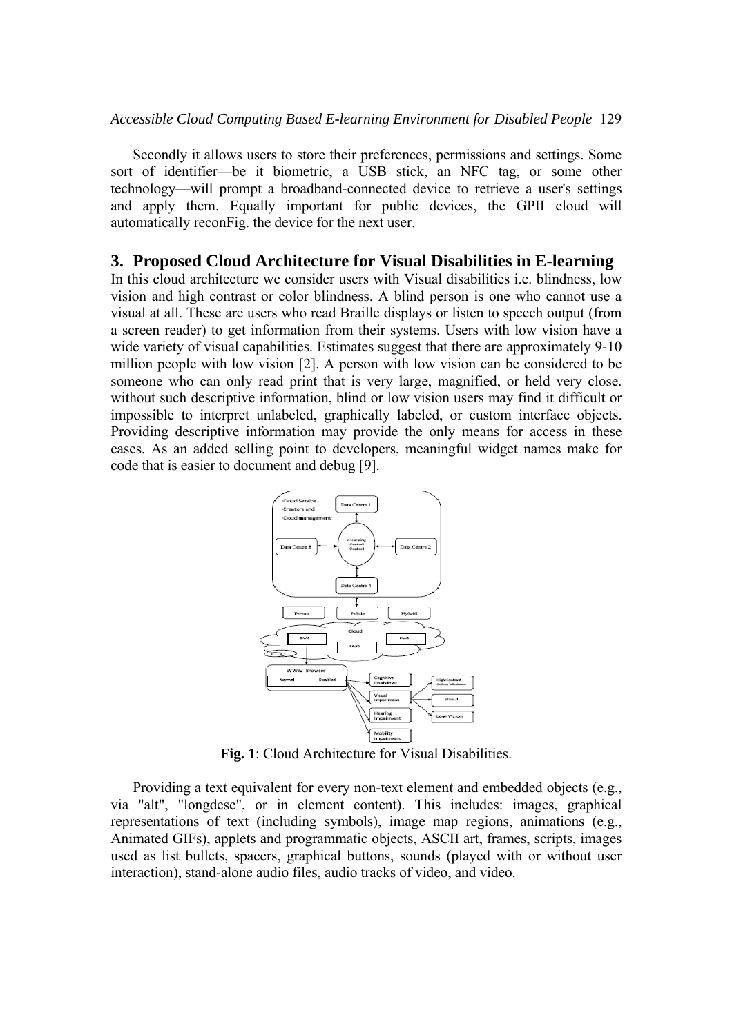Secondly it allows users to store their preferences, permissions and settings. Some sort of identifier—be it biometric, a USB stick, an NFC tag, or some other technology—will prompt a broadband-connected device to retrieve a user's settings and apply them. Equally important for public devices, the GPII cloud will automatically reconFig. the device for the next user.

## 3. Proposed Cloud Architecture for Visual Disabilities in E-learning

In this cloud architecture we consider users with Visual disabilities i.e. blindness, low vision and high contrast or color blindness. A blind person is one who cannot use a visual at all. These are users who read Braille displays or listen to speech output (from a screen reader) to get information from their systems. Users with low vision have a wide variety of visual capabilities. Estimates suggest that there are approximately 9-10 million people with low vision [2]. A person with low vision can be considered to be someone who can only read print that is very large, magnified, or held very close. without such descriptive information, blind or low vision users may find it difficult or impossible to interpret unlabeled, graphically labeled, or custom interface objects. Providing descriptive information may provide the only means for access in these cases. As an added selling point to developers, meaningful widget names make for code that is easier to document and debug [9].

**Fig. 1**: Cloud Architecture for Visual Disabilities.

Providing a text equivalent for every non-text element and embedded objects (e.g., via "alt", "longdesc", or in element content). This includes: images, graphical representations of text (including symbols), image map regions, animations (e.g., Animated GIFs), applets and programmatic objects, ASCII art, frames, scripts, images used as list bullets, spacers, graphical buttons, sounds (played with or without user interaction), stand-alone audio files, audio tracks of video, and video.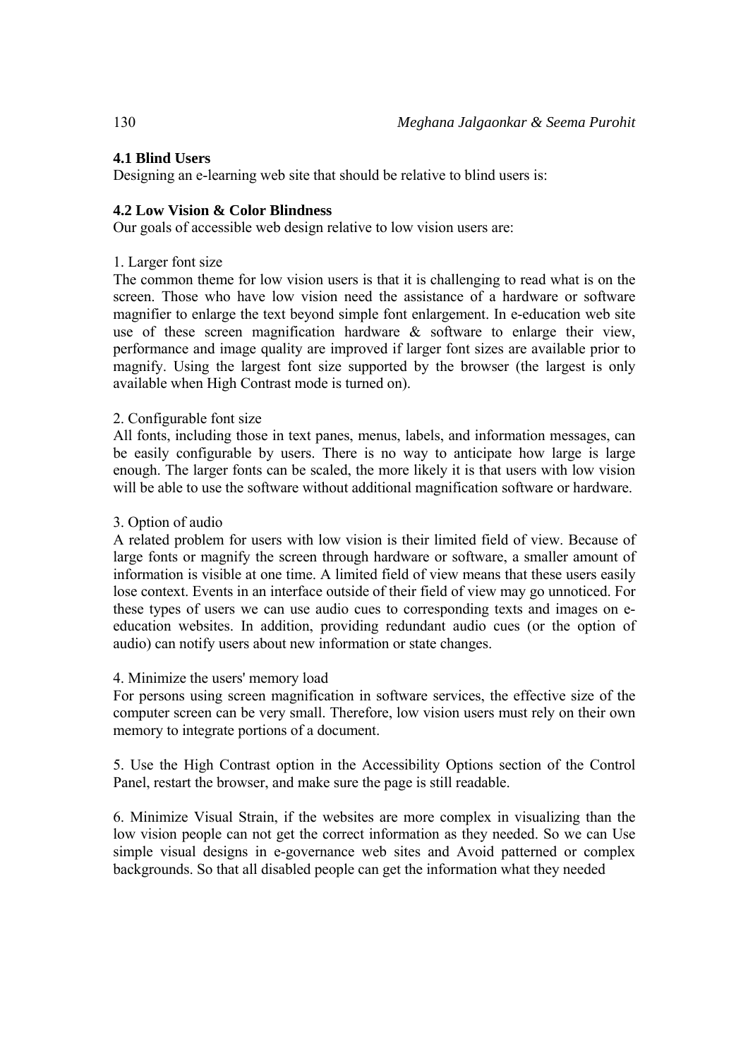### 4.1 Blind Users

Designing an e-learning web site that should be relative to blind users is:

### 4.2 Low Vision & Color Blindness

Our goals of accessible web design relative to low vision users are:

1. Larger font size

The common theme for low vision users is that it is challenging to read what is on the screen. Those who have low vision need the assistance of a hardware or software magnifier to enlarge the text beyond simple font enlargement. In e-education web site use of these screen magnification hardware & software to enlarge their view, performance and image quality are improved if larger font sizes are available prior to magnify. Using the largest font size supported by the browser (the largest is only available when High Contrast mode is turned on).

2. Configurable font size

All fonts, including those in text panes, menus, labels, and information messages, can be easily configurable by users. There is no way to anticipate how large is large enough. The larger fonts can be scaled, the more likely it is that users with low vision will be able to use the software without additional magnification software or hardware.

3. Option of audio

A related problem for users with low vision is their limited field of view. Because of large fonts or magnify the screen through hardware or software, a smaller amount of information is visible at one time. A limited field of view means that these users easily lose context. Events in an interface outside of their field of view may go unnoticed. For these types of users we can use audio cues to corresponding texts and images on e-education websites. In addition, providing redundant audio cues (or the option of audio) can notify users about new information or state changes.

4. Minimize the users' memory load

For persons using screen magnification in software services, the effective size of the computer screen can be very small. Therefore, low vision users must rely on their own memory to integrate portions of a document.

5. Use the High Contrast option in the Accessibility Options section of the Control Panel, restart the browser, and make sure the page is still readable.

6. Minimize Visual Strain, if the websites are more complex in visualizing than the low vision people can not get the correct information as they needed. So we can Use simple visual designs in e-governance web sites and Avoid patterned or complex backgrounds. So that all disabled people can get the information what they needed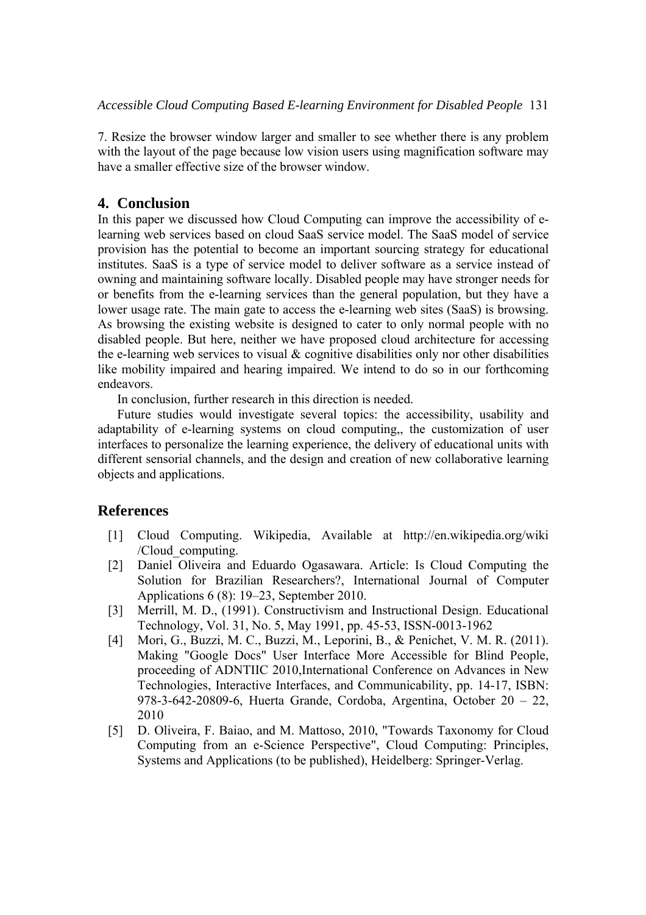7. Resize the browser window larger and smaller to see whether there is any problem with the layout of the page because low vision users using magnification software may have a smaller effective size of the browser window.

## 4. Conclusion

In this paper we discussed how Cloud Computing can improve the accessibility of e-learning web services based on cloud SaaS service model. The SaaS model of service provision has the potential to become an important sourcing strategy for educational institutes. SaaS is a type of service model to deliver software as a service instead of owning and maintaining software locally. Disabled people may have stronger needs for or benefits from the e-learning services than the general population, but they have a lower usage rate. The main gate to access the e-learning web sites (SaaS) is browsing. As browsing the existing website is designed to cater to only normal people with no disabled people. But here, neither we have proposed cloud architecture for accessing the e-learning web services to visual & cognitive disabilities only nor other disabilities like mobility impaired and hearing impaired. We intend to do so in our forthcoming endeavors.

In conclusion, further research in this direction is needed.

Future studies would investigate several topics: the accessibility, usability and adaptability of e-learning systems on cloud computing,, the customization of user interfaces to personalize the learning experience, the delivery of educational units with different sensorial channels, and the design and creation of new collaborative learning objects and applications.

## References

[1] Cloud Computing. Wikipedia, Available at http://en.wikipedia.org/wiki /Cloud_computing.

[2] Daniel Oliveira and Eduardo Ogasawara. Article: Is Cloud Computing the Solution for Brazilian Researchers?, International Journal of Computer Applications 6 (8): 19–23, September 2010.

[3] Merrill, M. D., (1991). Constructivism and Instructional Design. Educational Technology, Vol. 31, No. 5, May 1991, pp. 45-53, ISSN-0013-1962

[4] Mori, G., Buzzi, M. C., Buzzi, M., Leporini, B., & Penichet, V. M. R. (2011). Making "Google Docs" User Interface More Accessible for Blind People, proceeding of ADNTIIC 2010,International Conference on Advances in New Technologies, Interactive Interfaces, and Communicability, pp. 14-17, ISBN: 978-3-642-20809-6, Huerta Grande, Cordoba, Argentina, October 20 – 22, 2010

[5] D. Oliveira, F. Baiao, and M. Mattoso, 2010, "Towards Taxonomy for Cloud Computing from an e-Science Perspective", Cloud Computing: Principles, Systems and Applications (to be published), Heidelberg: Springer-Verlag.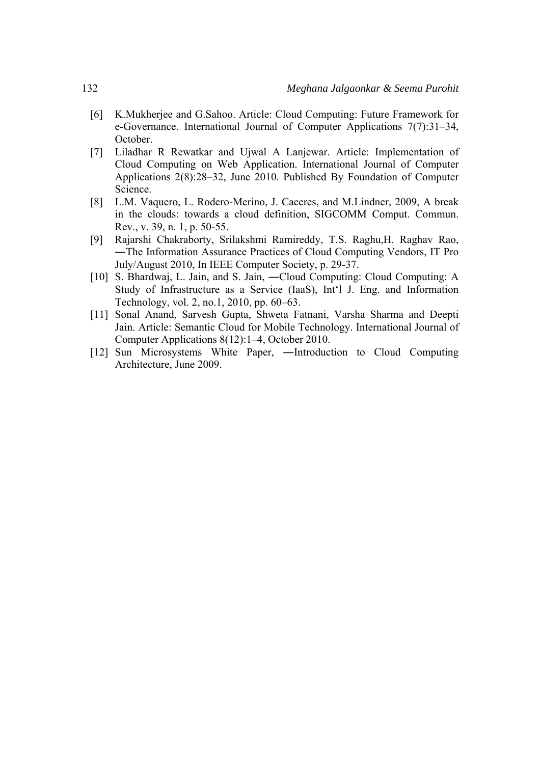[6] K.Mukherjee and G.Sahoo. Article: Cloud Computing: Future Framework for e-Governance. International Journal of Computer Applications 7(7):31–34, October.

[7] Liladhar R Rewatkar and Ujwal A Lanjewar. Article: Implementation of Cloud Computing on Web Application. International Journal of Computer Applications 2(8):28–32, June 2010. Published By Foundation of Computer Science.

[8] L.M. Vaquero, L. Rodero-Merino, J. Caceres, and M.Lindner, 2009, A break in the clouds: towards a cloud definition, SIGCOMM Comput. Commun. Rev., v. 39, n. 1, p. 50-55.

[9] Rajarshi Chakraborty, Srilakshmi Ramireddy, T.S. Raghu,H. Raghav Rao, ―The Information Assurance Practices of Cloud Computing Vendors, IT Pro July/August 2010, In IEEE Computer Society, p. 29-37.

[10] S. Bhardwaj, L. Jain, and S. Jain, ―Cloud Computing: Cloud Computing: A Study of Infrastructure as a Service (IaaS), Int'l J. Eng. and Information Technology, vol. 2, no.1, 2010, pp. 60–63.

[11] Sonal Anand, Sarvesh Gupta, Shweta Fatnani, Varsha Sharma and Deepti Jain. Article: Semantic Cloud for Mobile Technology. International Journal of Computer Applications 8(12):1–4, October 2010.

[12] Sun Microsystems White Paper, ―Introduction to Cloud Computing Architecture, June 2009.